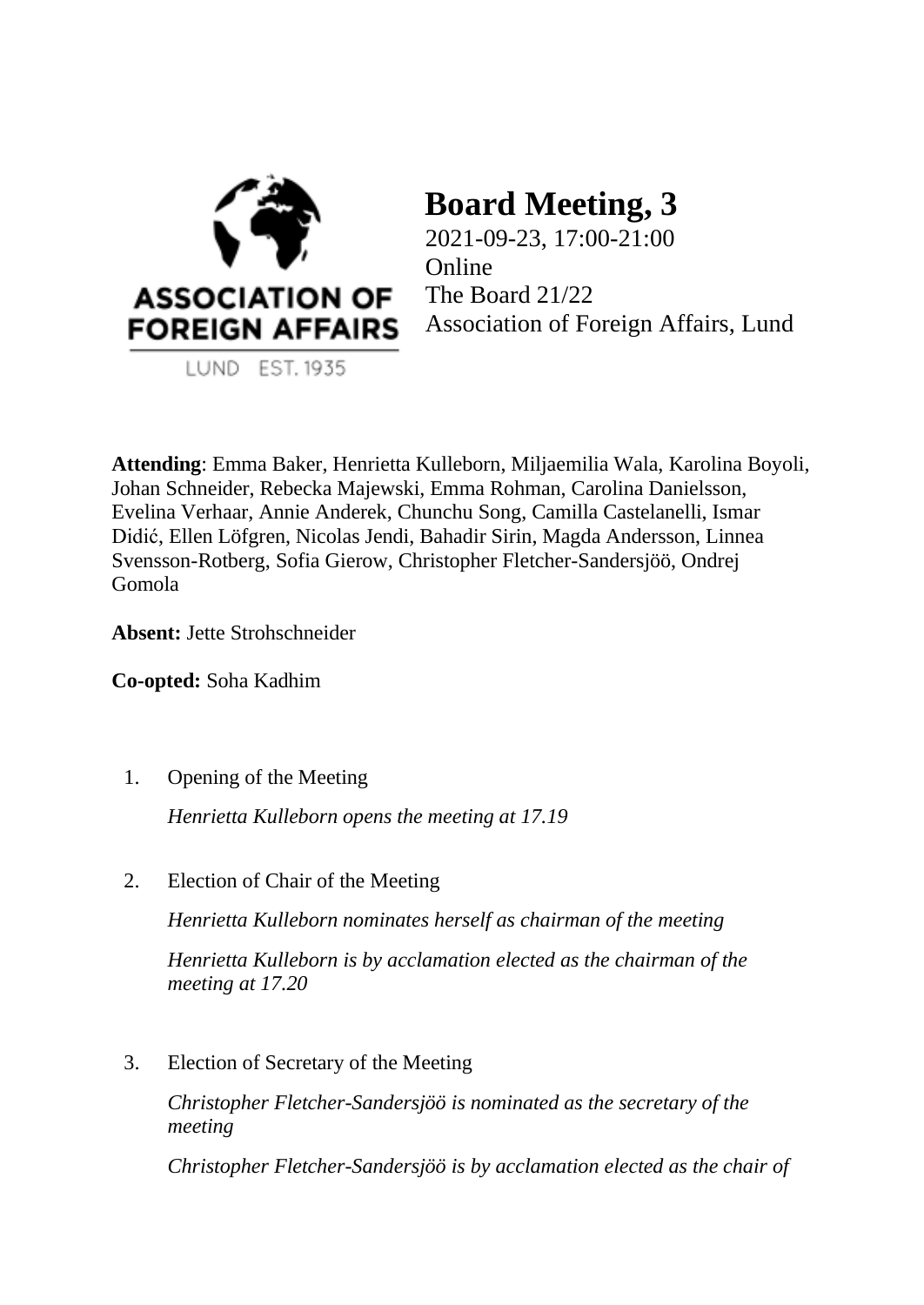ASSOCIATION OF FOREIGN AFFAIRS

LUND EST. 1935

# Board Meeting, 3

2021-09-23, 17:00-21:00
Online
The Board 21/22
Association of Foreign Affairs, Lund

**Attending**: Emma Baker, Henrietta Kulleborn, Miljaemilia Wala, Karolina Boyoli, Johan Schneider, Rebecka Majewski, Emma Rohman, Carolina Danielsson, Evelina Verhaar, Annie Anderek, Chunchu Song, Camilla Castelanelli, Ismar Didić, Ellen Löfgren, Nicolas Jendi, Bahadir Sirin, Magda Andersson, Linnea Svensson-Rotberg, Sofia Gierow, Christopher Fletcher-Sandersjöö, Ondrej Gomola

**Absent:** Jette Strohschneider

**Co-opted:** Soha Kadhim

1. Opening of the Meeting

   *Henrietta Kulleborn opens the meeting at 17.19*

2. Election of Chair of the Meeting

   *Henrietta Kulleborn nominates herself as chairman of the meeting*

   *Henrietta Kulleborn is by acclamation elected as the chairman of the meeting at 17.20*

3. Election of Secretary of the Meeting

   *Christopher Fletcher-Sandersjöö is nominated as the secretary of the meeting*

   *Christopher Fletcher-Sandersjöö is by acclamation elected as the chair of*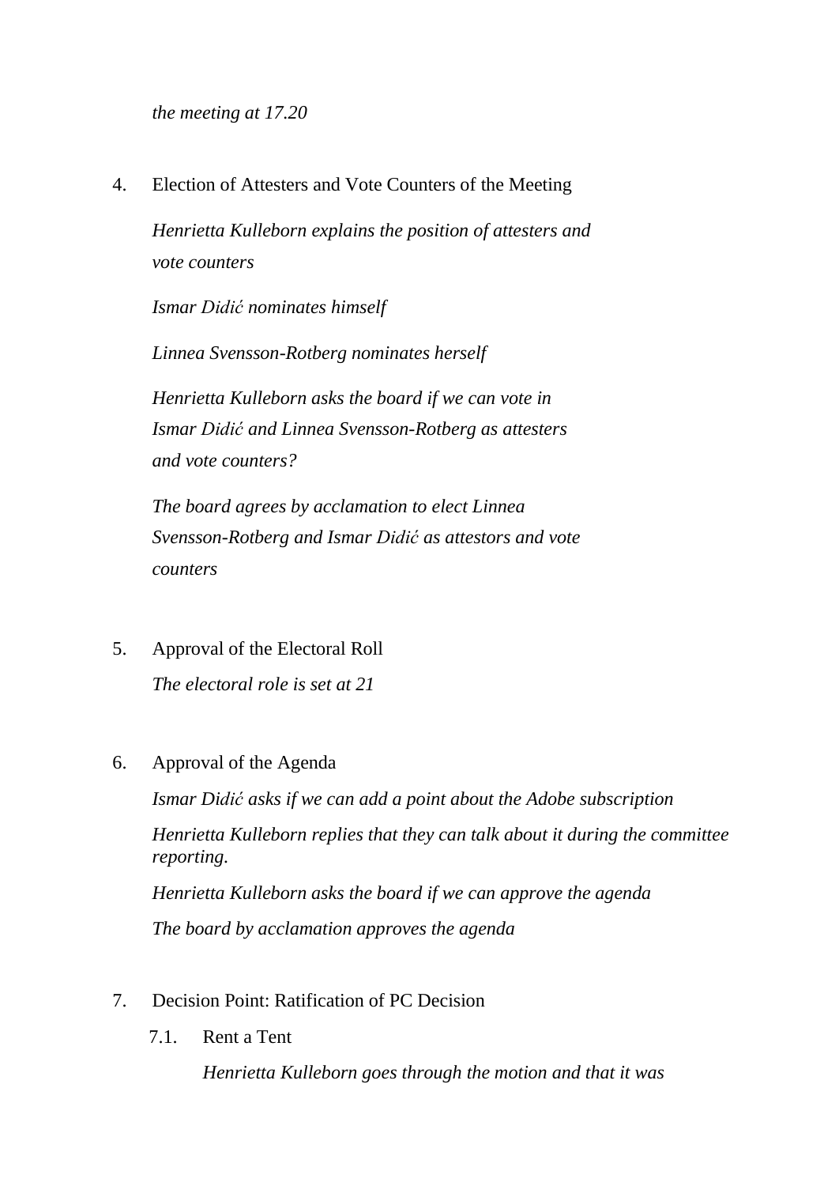*the meeting at 17.20*

4. Election of Attesters and Vote Counters of the Meeting

   *Henrietta Kulleborn explains the position of attesters and vote counters*

   *Ismar Didić nominates himself*

   *Linnea Svensson-Rotberg nominates herself*

   *Henrietta Kulleborn asks the board if we can vote in Ismar Didić and Linnea Svensson-Rotberg as attesters and vote counters?*

   *The board agrees by acclamation to elect Linnea Svensson-Rotberg and Ismar Didić as attestors and vote counters*

5. Approval of the Electoral Roll

   *The electoral role is set at 21*

6. Approval of the Agenda

   *Ismar Didić asks if we can add a point about the Adobe subscription*

   *Henrietta Kulleborn replies that they can talk about it during the committee reporting.*

   *Henrietta Kulleborn asks the board if we can approve the agenda*

   *The board by acclamation approves the agenda*

7. Decision Point: Ratification of PC Decision

   7.1. Rent a Tent

   *Henrietta Kulleborn goes through the motion and that it was*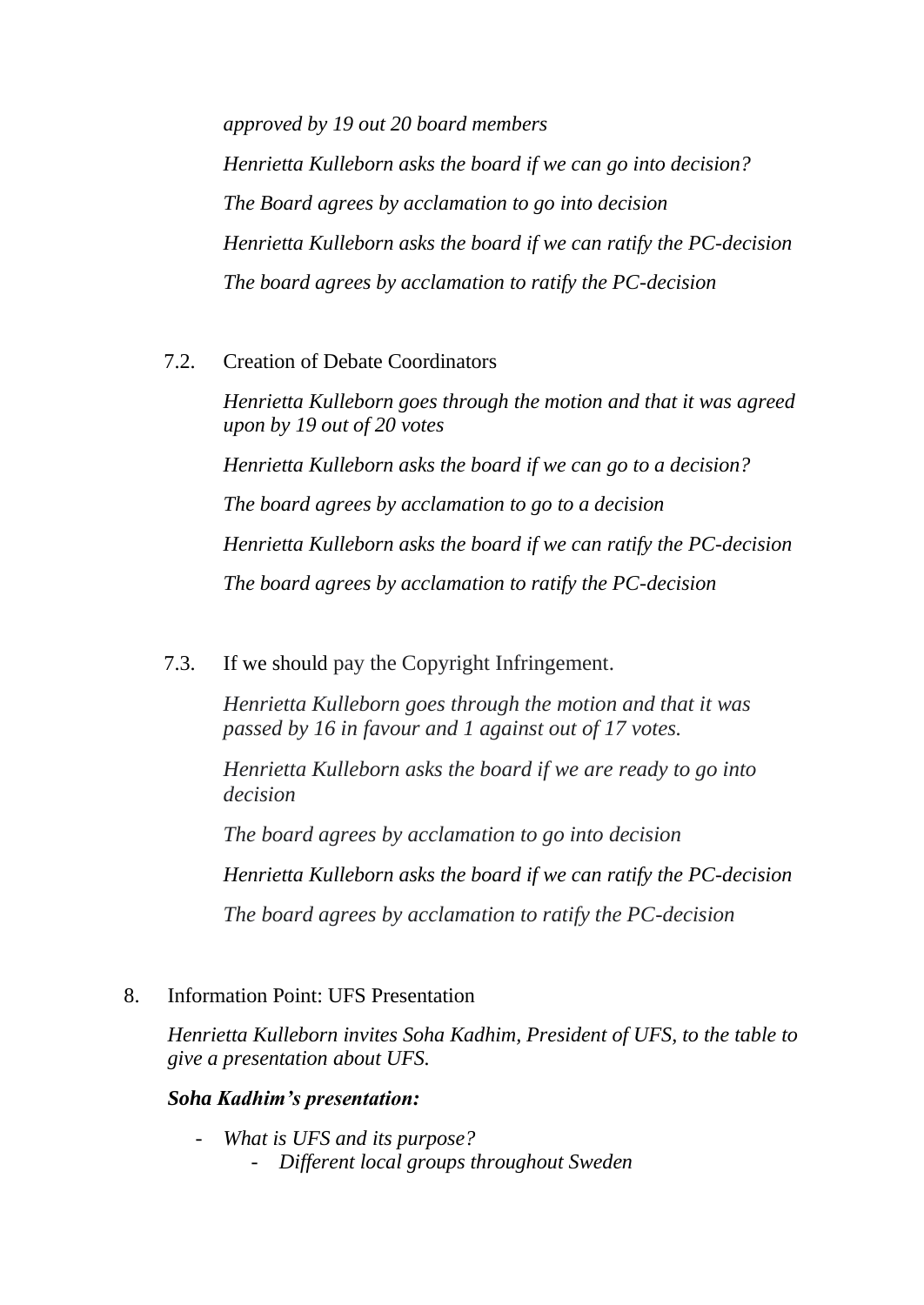*approved by 19 out 20 board members*

*Henrietta Kulleborn asks the board if we can go into decision?*

*The Board agrees by acclamation to go into decision*

*Henrietta Kulleborn asks the board if we can ratify the PC-decision*

*The board agrees by acclamation to ratify the PC-decision*

7.2. Creation of Debate Coordinators

*Henrietta Kulleborn goes through the motion and that it was agreed upon by 19 out of 20 votes*

*Henrietta Kulleborn asks the board if we can go to a decision?*

*The board agrees by acclamation to go to a decision*

*Henrietta Kulleborn asks the board if we can ratify the PC-decision*

*The board agrees by acclamation to ratify the PC-decision*

7.3. If we should pay the Copyright Infringement.

*Henrietta Kulleborn goes through the motion and that it was passed by 16 in favour and 1 against out of 17 votes.*

*Henrietta Kulleborn asks the board if we are ready to go into decision*

*The board agrees by acclamation to go into decision*

*Henrietta Kulleborn asks the board if we can ratify the PC-decision*

*The board agrees by acclamation to ratify the PC-decision*

8. Information Point: UFS Presentation

*Henrietta Kulleborn invites Soha Kadhim, President of UFS, to the table to give a presentation about UFS.*

***Soha Kadhim's presentation:***

- *What is UFS and its purpose?*
    - *Different local groups throughout Sweden*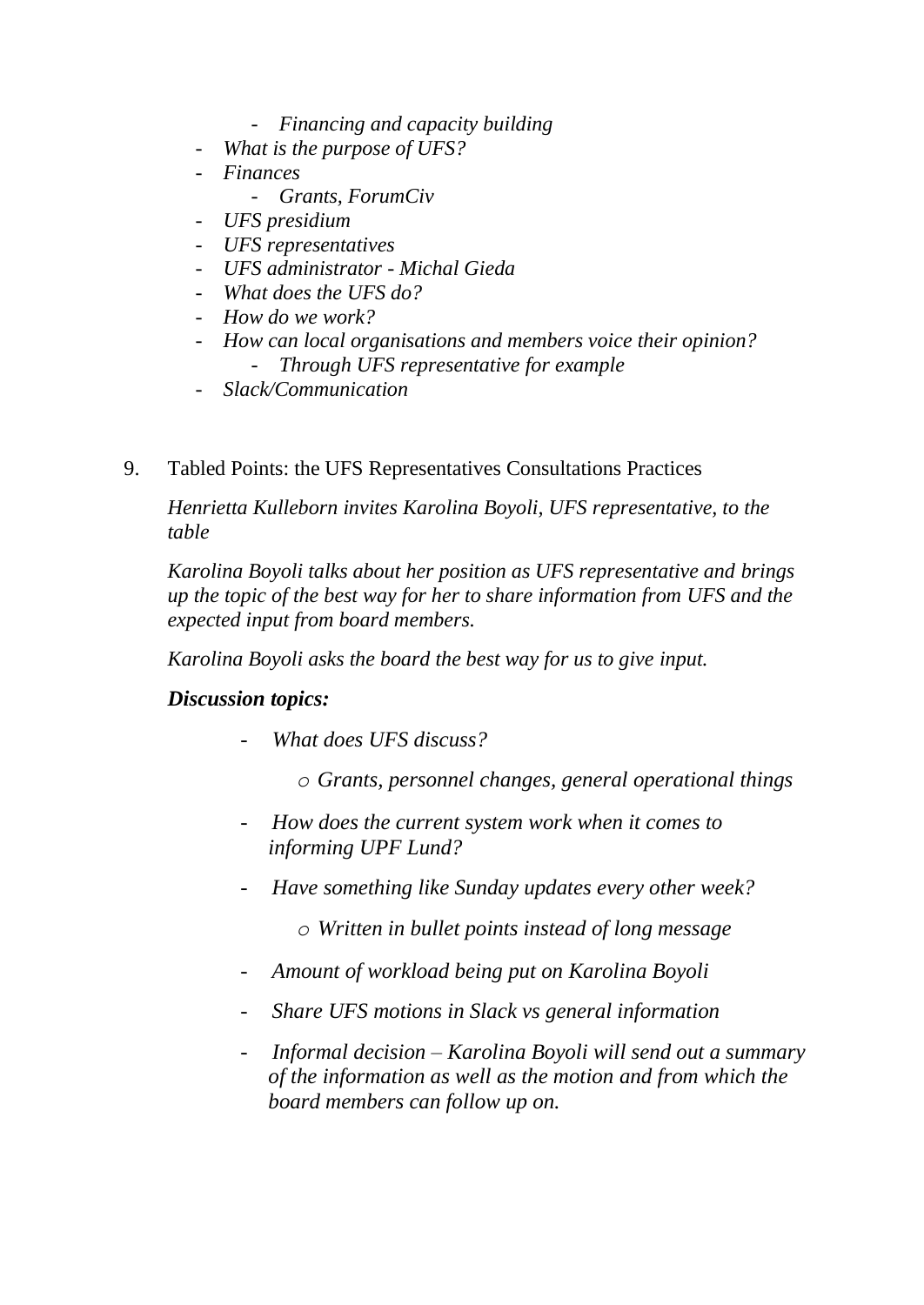- *Financing and capacity building*
- *What is the purpose of UFS?*
- *Finances*
  - *Grants, ForumCiv*
- *UFS presidium*
- *UFS representatives*
- *UFS administrator - Michal Gieda*
- *What does the UFS do?*
- *How do we work?*
- *How can local organisations and members voice their opinion?*
  - *Through UFS representative for example*
- *Slack/Communication*

9. Tabled Points: the UFS Representatives Consultations Practices

   *Henrietta Kulleborn invites Karolina Boyoli, UFS representative, to the table*

   *Karolina Boyoli talks about her position as UFS representative and brings up the topic of the best way for her to share information from UFS and the expected input from board members.*

   *Karolina Boyoli asks the board the best way for us to give input.*

   ***Discussion topics:***

   - *What does UFS discuss?*
     - *Grants, personnel changes, general operational things*
   - *How does the current system work when it comes to informing UPF Lund?*
   - *Have something like Sunday updates every other week?*
     - *Written in bullet points instead of long message*
   - *Amount of workload being put on Karolina Boyoli*
   - *Share UFS motions in Slack vs general information*
   - *Informal decision – Karolina Boyoli will send out a summary of the information as well as the motion and from which the board members can follow up on.*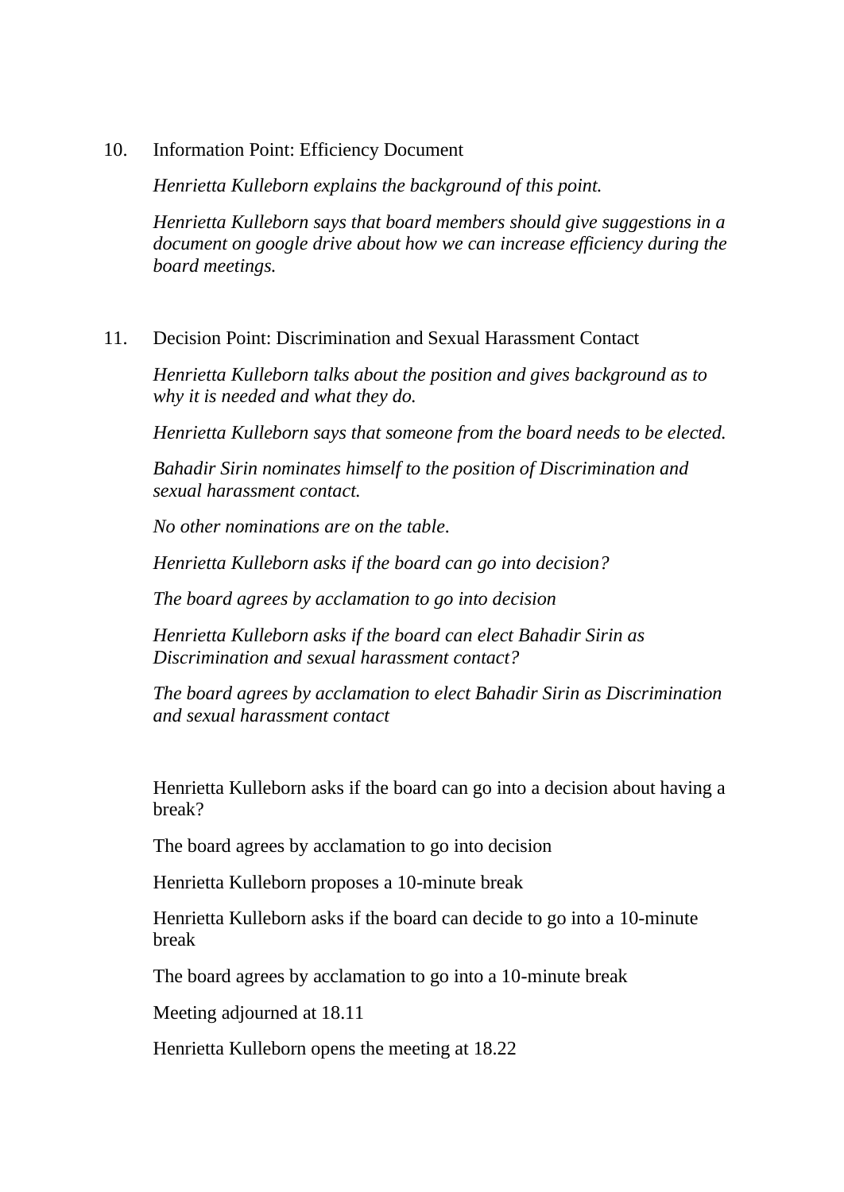10. Information Point: Efficiency Document

    *Henrietta Kulleborn explains the background of this point.*

    *Henrietta Kulleborn says that board members should give suggestions in a document on google drive about how we can increase efficiency during the board meetings.*

11. Decision Point: Discrimination and Sexual Harassment Contact

    *Henrietta Kulleborn talks about the position and gives background as to why it is needed and what they do.*

    *Henrietta Kulleborn says that someone from the board needs to be elected.*

    *Bahadir Sirin nominates himself to the position of Discrimination and sexual harassment contact.*

    *No other nominations are on the table.*

    *Henrietta Kulleborn asks if the board can go into decision?*

    *The board agrees by acclamation to go into decision*

    *Henrietta Kulleborn asks if the board can elect Bahadir Sirin as Discrimination and sexual harassment contact?*

    *The board agrees by acclamation to elect Bahadir Sirin as Discrimination and sexual harassment contact*

Henrietta Kulleborn asks if the board can go into a decision about having a break?

The board agrees by acclamation to go into decision

Henrietta Kulleborn proposes a 10-minute break

Henrietta Kulleborn asks if the board can decide to go into a 10-minute break

The board agrees by acclamation to go into a 10-minute break

Meeting adjourned at 18.11

Henrietta Kulleborn opens the meeting at 18.22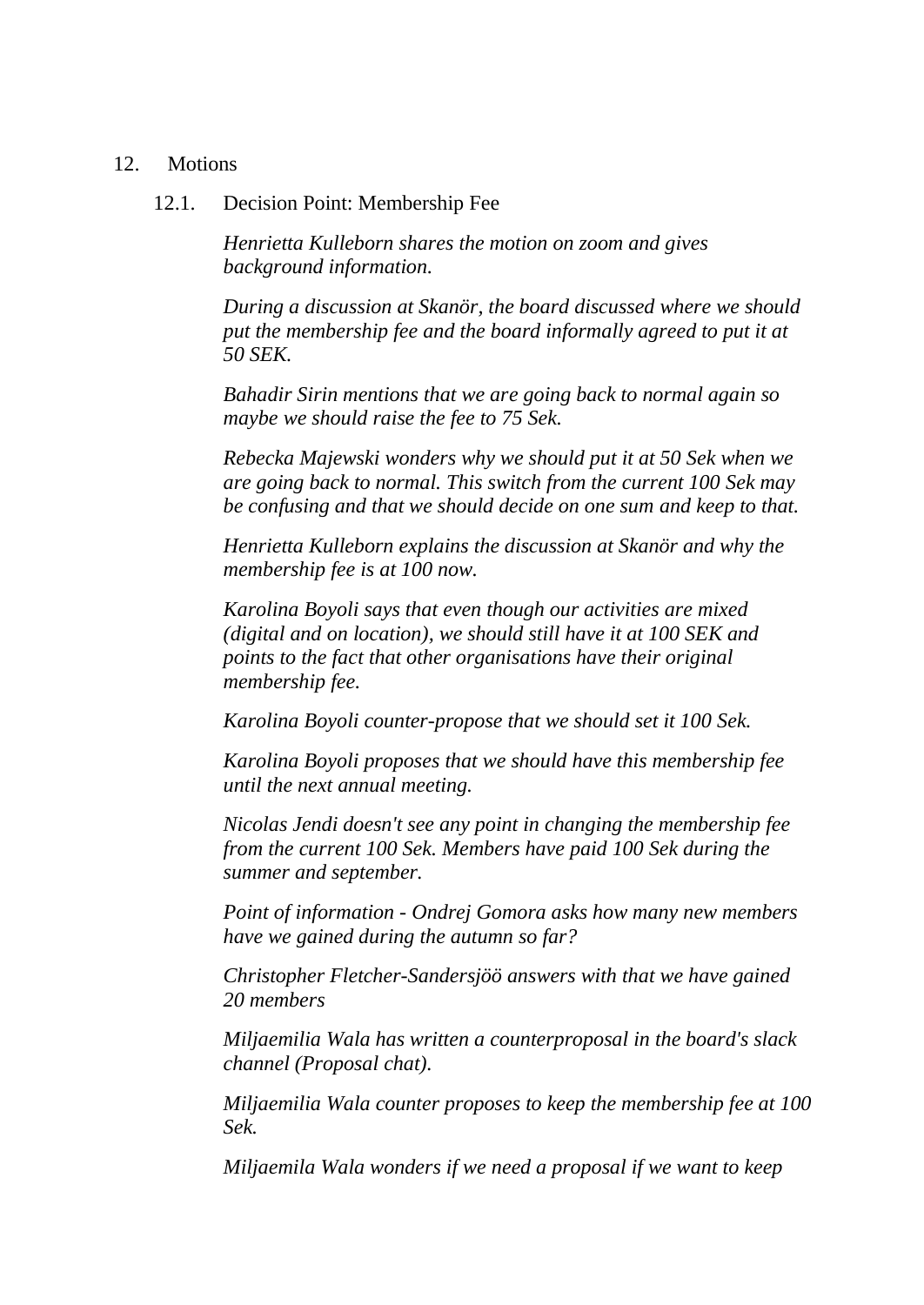12. Motions

12.1. Decision Point: Membership Fee

*Henrietta Kulleborn shares the motion on zoom and gives background information.*

*During a discussion at Skanör, the board discussed where we should put the membership fee and the board informally agreed to put it at 50 SEK.*

*Bahadir Sirin mentions that we are going back to normal again so maybe we should raise the fee to 75 Sek.*

*Rebecka Majewski wonders why we should put it at 50 Sek when we are going back to normal. This switch from the current 100 Sek may be confusing and that we should decide on one sum and keep to that.*

*Henrietta Kulleborn explains the discussion at Skanör and why the membership fee is at 100 now.*

*Karolina Boyoli says that even though our activities are mixed (digital and on location), we should still have it at 100 SEK and points to the fact that other organisations have their original membership fee.*

*Karolina Boyoli counter-propose that we should set it 100 Sek.*

*Karolina Boyoli proposes that we should have this membership fee until the next annual meeting.*

*Nicolas Jendi doesn't see any point in changing the membership fee from the current 100 Sek. Members have paid 100 Sek during the summer and september.*

*Point of information - Ondrej Gomora asks how many new members have we gained during the autumn so far?*

*Christopher Fletcher-Sandersjöö answers with that we have gained 20 members*

*Miljaemilia Wala has written a counterproposal in the board's slack channel (Proposal chat).*

*Miljaemilia Wala counter proposes to keep the membership fee at 100 Sek.*

*Miljaemila Wala wonders if we need a proposal if we want to keep*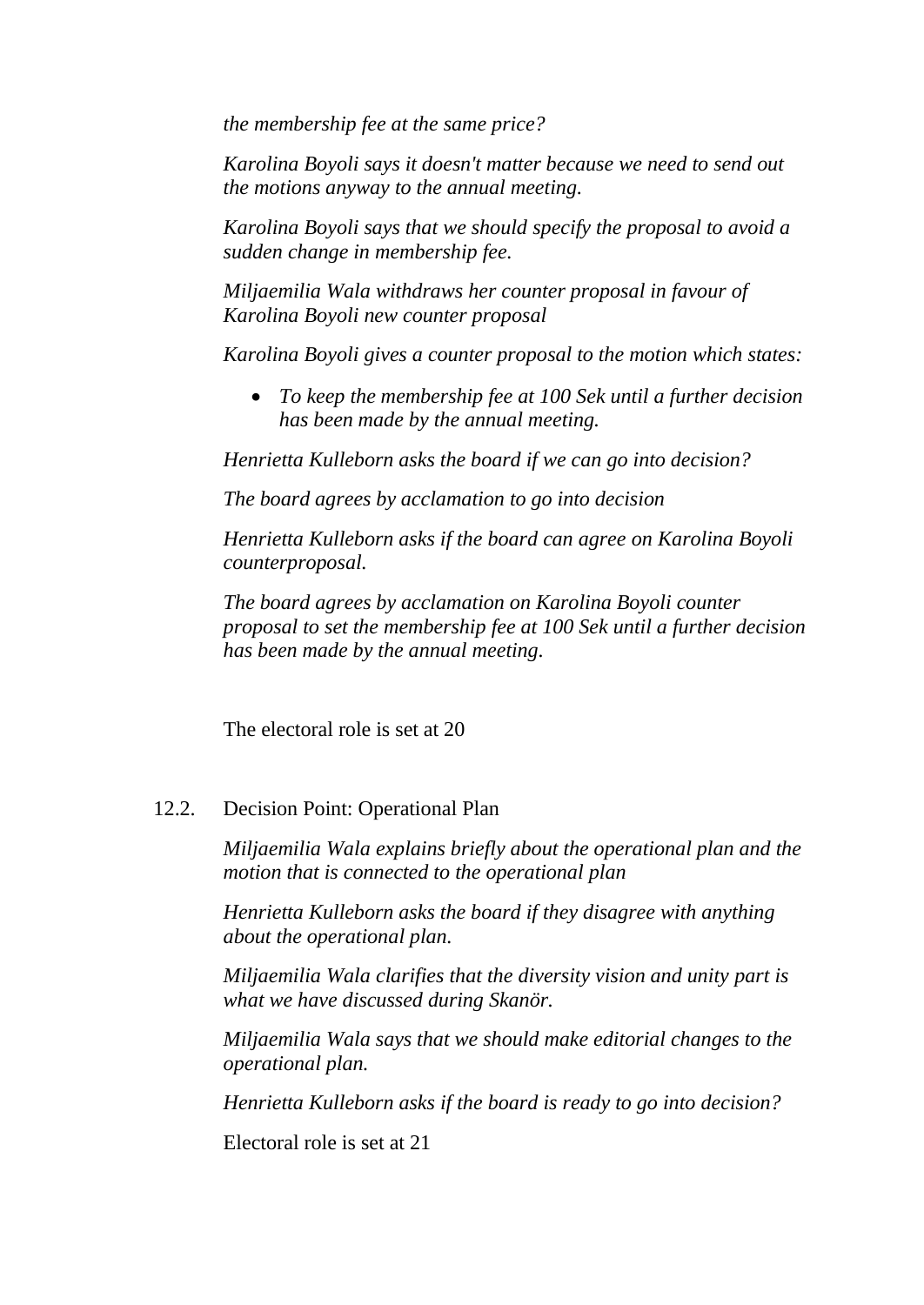*the membership fee at the same price?*

*Karolina Boyoli says it doesn't matter because we need to send out the motions anyway to the annual meeting.*

*Karolina Boyoli says that we should specify the proposal to avoid a sudden change in membership fee.*

*Miljaemilia Wala withdraws her counter proposal in favour of Karolina Boyoli new counter proposal*

*Karolina Boyoli gives a counter proposal to the motion which states:*

- *To keep the membership fee at 100 Sek until a further decision has been made by the annual meeting.*

*Henrietta Kulleborn asks the board if we can go into decision?*

*The board agrees by acclamation to go into decision*

*Henrietta Kulleborn asks if the board can agree on Karolina Boyoli counterproposal.*

*The board agrees by acclamation on Karolina Boyoli counter proposal to set the membership fee at 100 Sek until a further decision has been made by the annual meeting.*

The electoral role is set at 20

12.2. Decision Point: Operational Plan

*Miljaemilia Wala explains briefly about the operational plan and the motion that is connected to the operational plan*

*Henrietta Kulleborn asks the board if they disagree with anything about the operational plan.*

*Miljaemilia Wala clarifies that the diversity vision and unity part is what we have discussed during Skanör.*

*Miljaemilia Wala says that we should make editorial changes to the operational plan.*

*Henrietta Kulleborn asks if the board is ready to go into decision?*

Electoral role is set at 21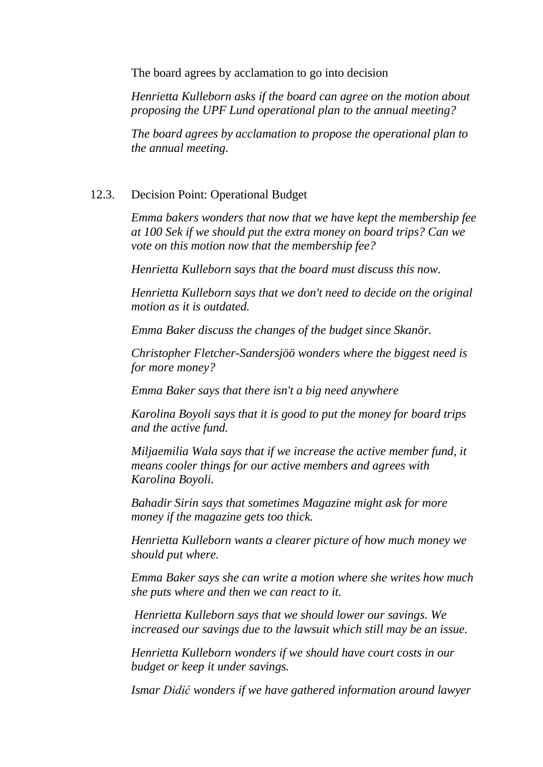The board agrees by acclamation to go into decision

*Henrietta Kulleborn asks if the board can agree on the motion about proposing the UPF Lund operational plan to the annual meeting?*

*The board agrees by acclamation to propose the operational plan to the annual meeting.*

12.3. Decision Point: Operational Budget

*Emma bakers wonders that now that we have kept the membership fee at 100 Sek if we should put the extra money on board trips? Can we vote on this motion now that the membership fee?*

*Henrietta Kulleborn says that the board must discuss this now.*

*Henrietta Kulleborn says that we don't need to decide on the original motion as it is outdated.*

*Emma Baker discuss the changes of the budget since Skanör.*

*Christopher Fletcher-Sandersjöö wonders where the biggest need is for more money?*

*Emma Baker says that there isn't a big need anywhere*

*Karolina Boyoli says that it is good to put the money for board trips and the active fund.*

*Miljaemilia Wala says that if we increase the active member fund, it means cooler things for our active members and agrees with Karolina Boyoli.*

*Bahadir Sirin says that sometimes Magazine might ask for more money if the magazine gets too thick.*

*Henrietta Kulleborn wants a clearer picture of how much money we should put where.*

*Emma Baker says she can write a motion where she writes how much she puts where and then we can react to it.*

*Henrietta Kulleborn says that we should lower our savings. We increased our savings due to the lawsuit which still may be an issue.*

*Henrietta Kulleborn wonders if we should have court costs in our budget or keep it under savings.*

*Ismar Didić wonders if we have gathered information around lawyer*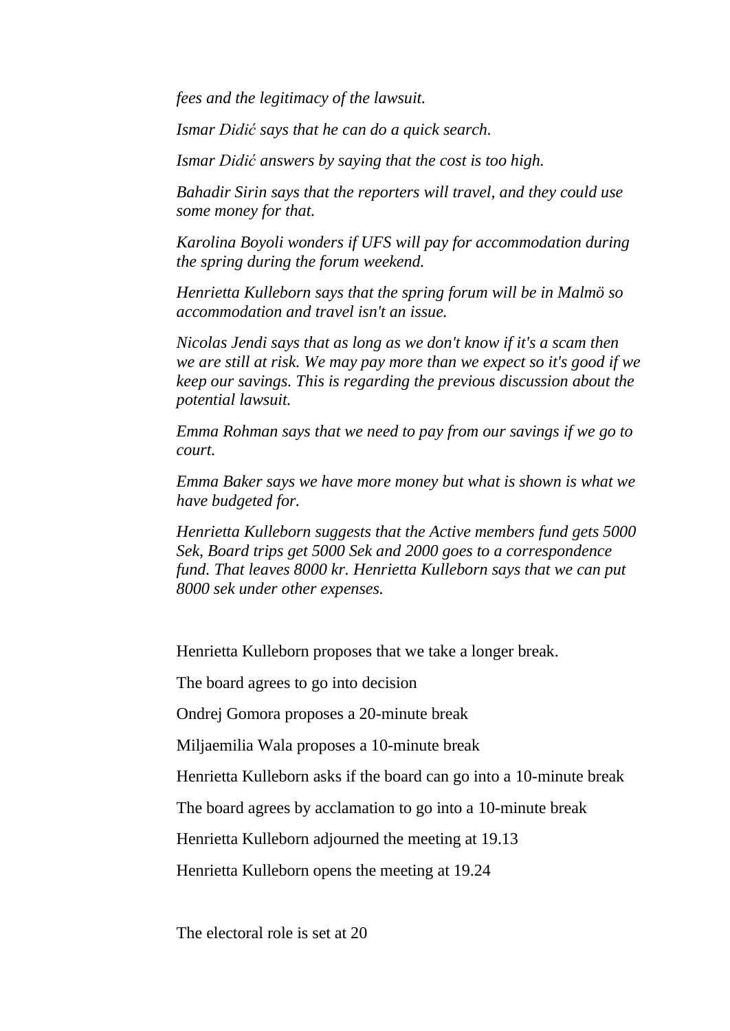*fees and the legitimacy of the lawsuit.*

*Ismar Didić says that he can do a quick search.*

*Ismar Didić answers by saying that the cost is too high.*

*Bahadir Sirin says that the reporters will travel, and they could use some money for that.*

*Karolina Boyoli wonders if UFS will pay for accommodation during the spring during the forum weekend.*

*Henrietta Kulleborn says that the spring forum will be in Malmö so accommodation and travel isn't an issue.*

*Nicolas Jendi says that as long as we don't know if it's a scam then we are still at risk. We may pay more than we expect so it's good if we keep our savings. This is regarding the previous discussion about the potential lawsuit.*

*Emma Rohman says that we need to pay from our savings if we go to court.*

*Emma Baker says we have more money but what is shown is what we have budgeted for.*

*Henrietta Kulleborn suggests that the Active members fund gets 5000 Sek, Board trips get 5000 Sek and 2000 goes to a correspondence fund. That leaves 8000 kr. Henrietta Kulleborn says that we can put 8000 sek under other expenses.*

Henrietta Kulleborn proposes that we take a longer break.

The board agrees to go into decision

Ondrej Gomora proposes a 20-minute break

Miljaemilia Wala proposes a 10-minute break

Henrietta Kulleborn asks if the board can go into a 10-minute break

The board agrees by acclamation to go into a 10-minute break

Henrietta Kulleborn adjourned the meeting at 19.13

Henrietta Kulleborn opens the meeting at 19.24

The electoral role is set at 20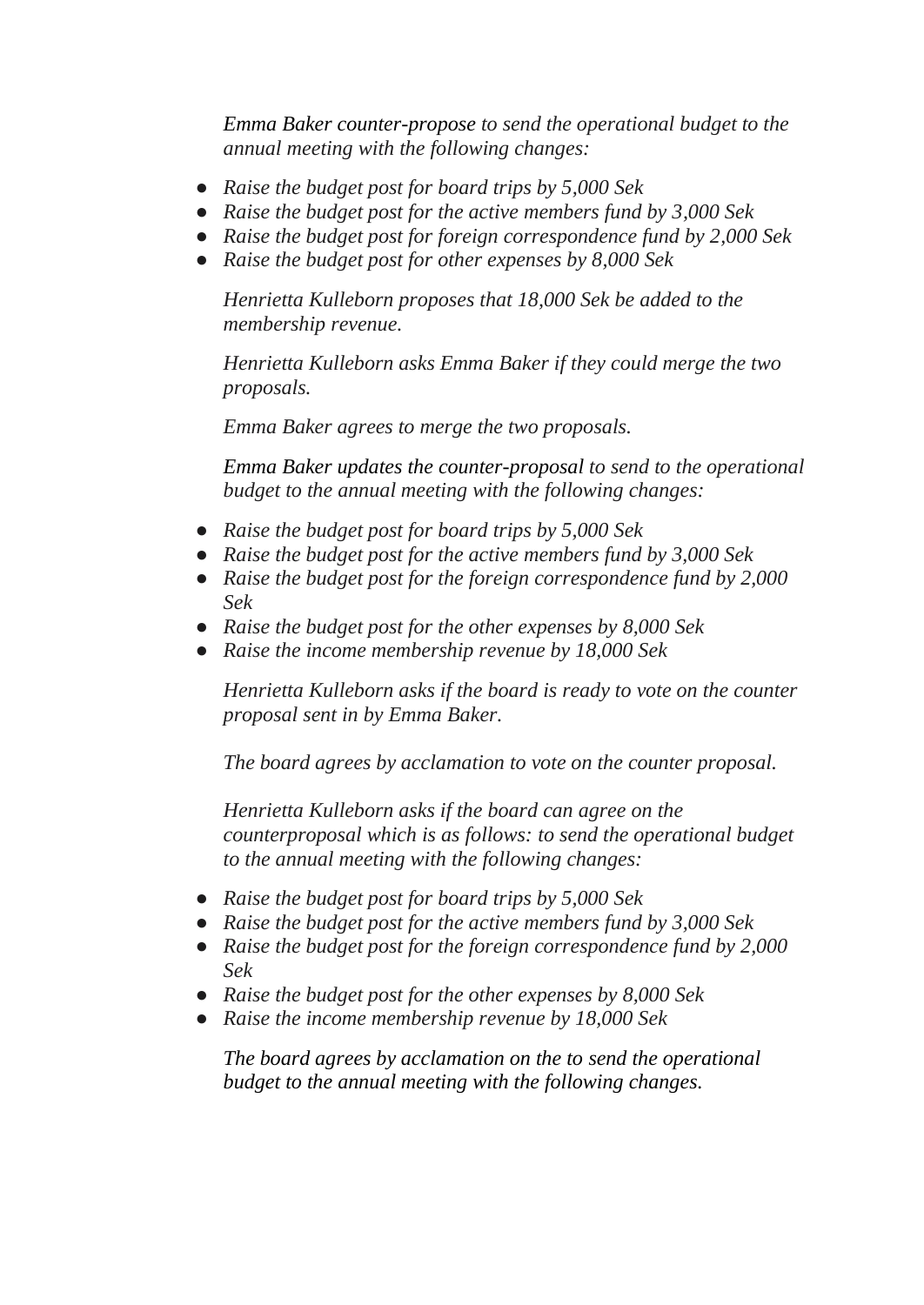*Emma Baker counter-propose to send the operational budget to the annual meeting with the following changes:*

- *Raise the budget post for board trips by 5,000 Sek*
- *Raise the budget post for the active members fund by 3,000 Sek*
- *Raise the budget post for foreign correspondence fund by 2,000 Sek*
- *Raise the budget post for other expenses by 8,000 Sek*

*Henrietta Kulleborn proposes that 18,000 Sek be added to the membership revenue.*

*Henrietta Kulleborn asks Emma Baker if they could merge the two proposals.*

*Emma Baker agrees to merge the two proposals.*

*Emma Baker updates the counter-proposal to send to the operational budget to the annual meeting with the following changes:*

- *Raise the budget post for board trips by 5,000 Sek*
- *Raise the budget post for the active members fund by 3,000 Sek*
- *Raise the budget post for the foreign correspondence fund by 2,000 Sek*
- *Raise the budget post for the other expenses by 8,000 Sek*
- *Raise the income membership revenue by 18,000 Sek*

*Henrietta Kulleborn asks if the board is ready to vote on the counter proposal sent in by Emma Baker.*

*The board agrees by acclamation to vote on the counter proposal.*

*Henrietta Kulleborn asks if the board can agree on the counterproposal which is as follows: to send the operational budget to the annual meeting with the following changes:*

- *Raise the budget post for board trips by 5,000 Sek*
- *Raise the budget post for the active members fund by 3,000 Sek*
- *Raise the budget post for the foreign correspondence fund by 2,000 Sek*
- *Raise the budget post for the other expenses by 8,000 Sek*
- *Raise the income membership revenue by 18,000 Sek*

*The board agrees by acclamation on the to send the operational budget to the annual meeting with the following changes.*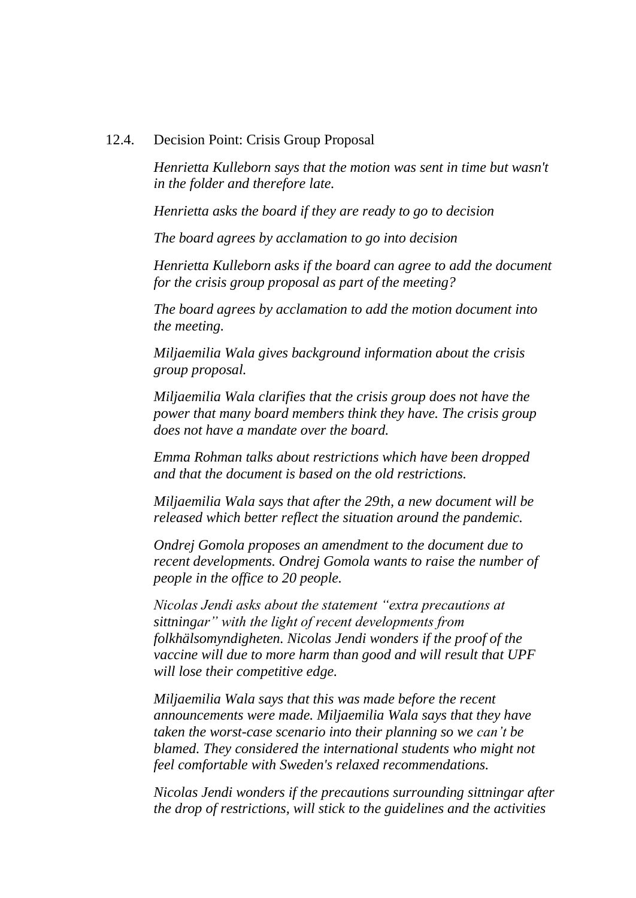12.4. Decision Point: Crisis Group Proposal

*Henrietta Kulleborn says that the motion was sent in time but wasn't in the folder and therefore late.*

*Henrietta asks the board if they are ready to go to decision*

*The board agrees by acclamation to go into decision*

*Henrietta Kulleborn asks if the board can agree to add the document for the crisis group proposal as part of the meeting?*

*The board agrees by acclamation to add the motion document into the meeting.*

*Miljaemilia Wala gives background information about the crisis group proposal.*

*Miljaemilia Wala clarifies that the crisis group does not have the power that many board members think they have. The crisis group does not have a mandate over the board.*

*Emma Rohman talks about restrictions which have been dropped and that the document is based on the old restrictions.*

*Miljaemilia Wala says that after the 29th, a new document will be released which better reflect the situation around the pandemic.*

*Ondrej Gomola proposes an amendment to the document due to recent developments. Ondrej Gomola wants to raise the number of people in the office to 20 people.*

*Nicolas Jendi asks about the statement "extra precautions at sittningar" with the light of recent developments from folkhälsomyndigheten. Nicolas Jendi wonders if the proof of the vaccine will due to more harm than good and will result that UPF will lose their competitive edge.*

*Miljaemilia Wala says that this was made before the recent announcements were made. Miljaemilia Wala says that they have taken the worst-case scenario into their planning so we can't be blamed. They considered the international students who might not feel comfortable with Sweden's relaxed recommendations.*

*Nicolas Jendi wonders if the precautions surrounding sittningar after the drop of restrictions, will stick to the guidelines and the activities*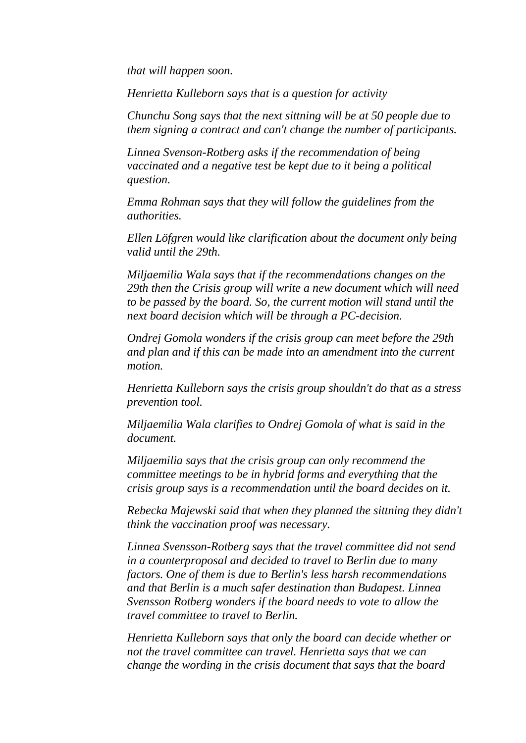*that will happen soon.*

*Henrietta Kulleborn says that is a question for activity*

*Chunchu Song says that the next sittning will be at 50 people due to them signing a contract and can't change the number of participants.*

*Linnea Svenson-Rotberg asks if the recommendation of being vaccinated and a negative test be kept due to it being a political question.*

*Emma Rohman says that they will follow the guidelines from the authorities.*

*Ellen Löfgren would like clarification about the document only being valid until the 29th.*

*Miljaemilia Wala says that if the recommendations changes on the 29th then the Crisis group will write a new document which will need to be passed by the board. So, the current motion will stand until the next board decision which will be through a PC-decision.*

*Ondrej Gomola wonders if the crisis group can meet before the 29th and plan and if this can be made into an amendment into the current motion.*

*Henrietta Kulleborn says the crisis group shouldn't do that as a stress prevention tool.*

*Miljaemilia Wala clarifies to Ondrej Gomola of what is said in the document.*

*Miljaemilia says that the crisis group can only recommend the committee meetings to be in hybrid forms and everything that the crisis group says is a recommendation until the board decides on it.*

*Rebecka Majewski said that when they planned the sittning they didn't think the vaccination proof was necessary.*

*Linnea Svensson-Rotberg says that the travel committee did not send in a counterproposal and decided to travel to Berlin due to many factors. One of them is due to Berlin's less harsh recommendations and that Berlin is a much safer destination than Budapest. Linnea Svensson Rotberg wonders if the board needs to vote to allow the travel committee to travel to Berlin.*

*Henrietta Kulleborn says that only the board can decide whether or not the travel committee can travel. Henrietta says that we can change the wording in the crisis document that says that the board*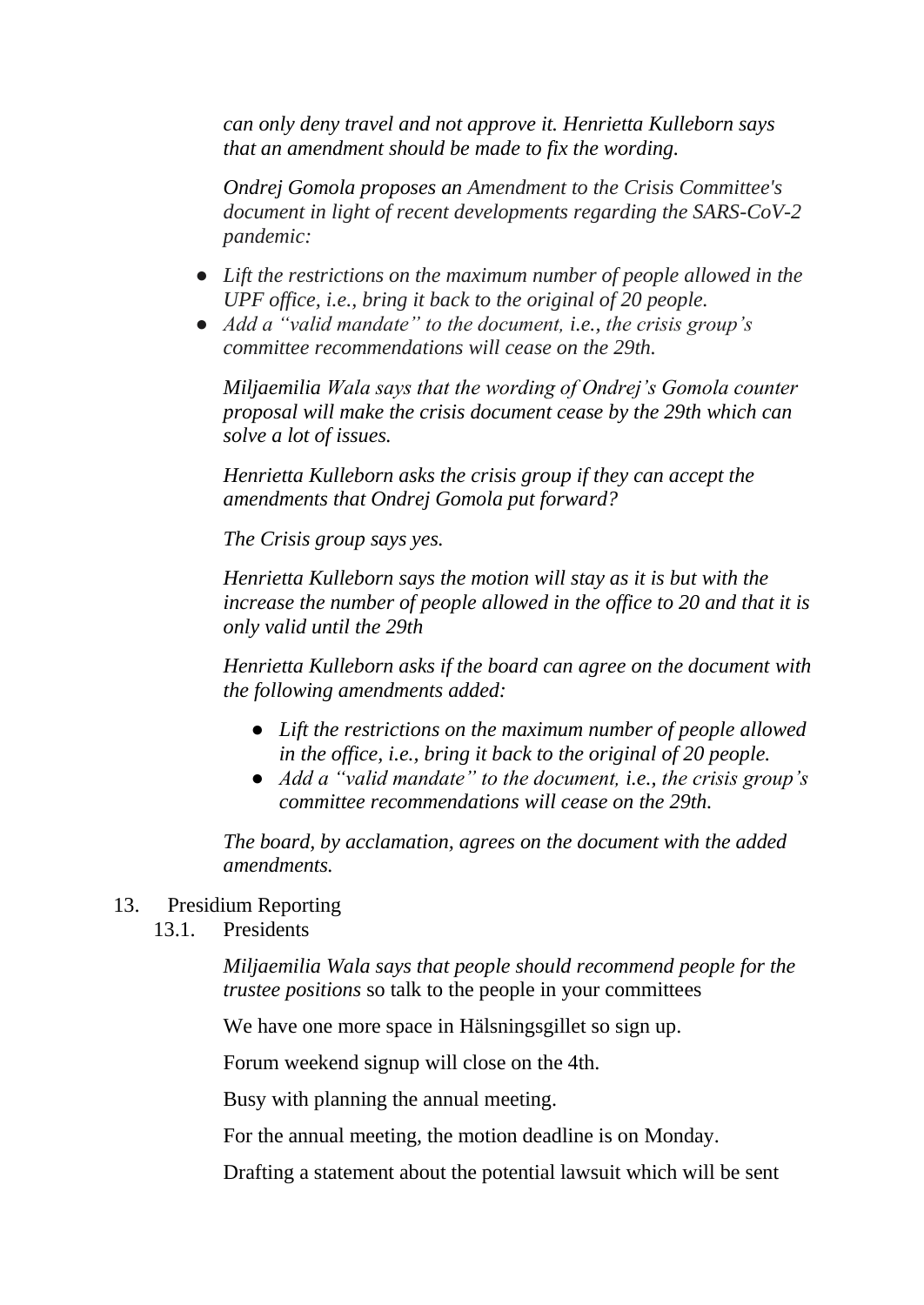*can only deny travel and not approve it. Henrietta Kulleborn says that an amendment should be made to fix the wording.*

*Ondrej Gomola proposes an Amendment to the Crisis Committee's document in light of recent developments regarding the SARS-CoV-2 pandemic:*

- *Lift the restrictions on the maximum number of people allowed in the UPF office, i.e., bring it back to the original of 20 people.*
- *Add a "valid mandate" to the document, i.e., the crisis group's committee recommendations will cease on the 29th.*

*Miljaemilia Wala says that the wording of Ondrej's Gomola counter proposal will make the crisis document cease by the 29th which can solve a lot of issues.*

*Henrietta Kulleborn asks the crisis group if they can accept the amendments that Ondrej Gomola put forward?*

*The Crisis group says yes.*

*Henrietta Kulleborn says the motion will stay as it is but with the increase the number of people allowed in the office to 20 and that it is only valid until the 29th*

*Henrietta Kulleborn asks if the board can agree on the document with the following amendments added:*

- *Lift the restrictions on the maximum number of people allowed in the office, i.e., bring it back to the original of 20 people.*
- *Add a "valid mandate" to the document, i.e., the crisis group's committee recommendations will cease on the 29th.*

*The board, by acclamation, agrees on the document with the added amendments.*

13. Presidium Reporting
    13.1. Presidents

*Miljaemilia Wala says that people should recommend people for the trustee positions* so talk to the people in your committees

We have one more space in Hälsningsgillet so sign up.

Forum weekend signup will close on the 4th.

Busy with planning the annual meeting.

For the annual meeting, the motion deadline is on Monday.

Drafting a statement about the potential lawsuit which will be sent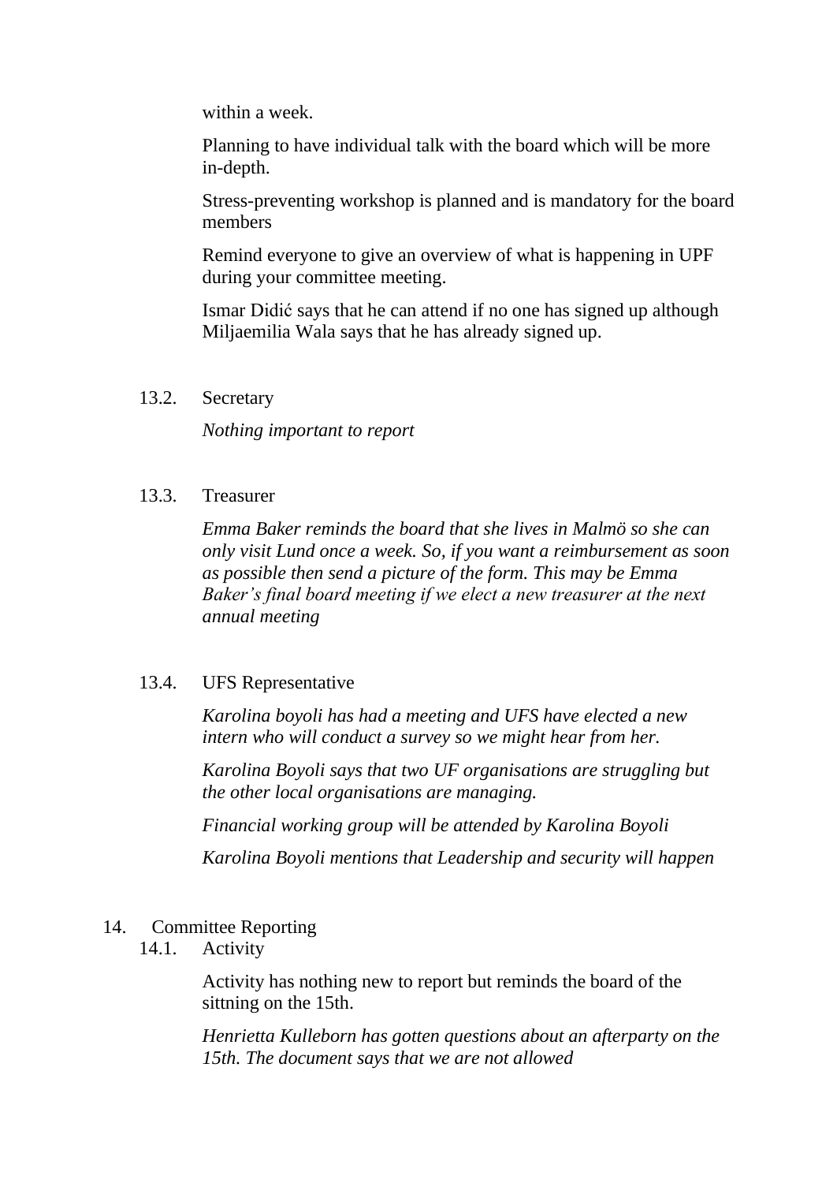within a week.

Planning to have individual talk with the board which will be more in-depth.

Stress-preventing workshop is planned and is mandatory for the board members

Remind everyone to give an overview of what is happening in UPF during your committee meeting.

Ismar Didić says that he can attend if no one has signed up although Miljaemilia Wala says that he has already signed up.

### 13.2. Secretary

*Nothing important to report*

### 13.3. Treasurer

*Emma Baker reminds the board that she lives in Malmö so she can only visit Lund once a week. So, if you want a reimbursement as soon as possible then send a picture of the form. This may be Emma Baker's final board meeting if we elect a new treasurer at the next annual meeting*

### 13.4. UFS Representative

*Karolina boyoli has had a meeting and UFS have elected a new intern who will conduct a survey so we might hear from her.*

*Karolina Boyoli says that two UF organisations are struggling but the other local organisations are managing.*

*Financial working group will be attended by Karolina Boyoli*

*Karolina Boyoli mentions that Leadership and security will happen*

## 14. Committee Reporting

### 14.1. Activity

Activity has nothing new to report but reminds the board of the sittning on the 15th.

*Henrietta Kulleborn has gotten questions about an afterparty on the 15th. The document says that we are not allowed*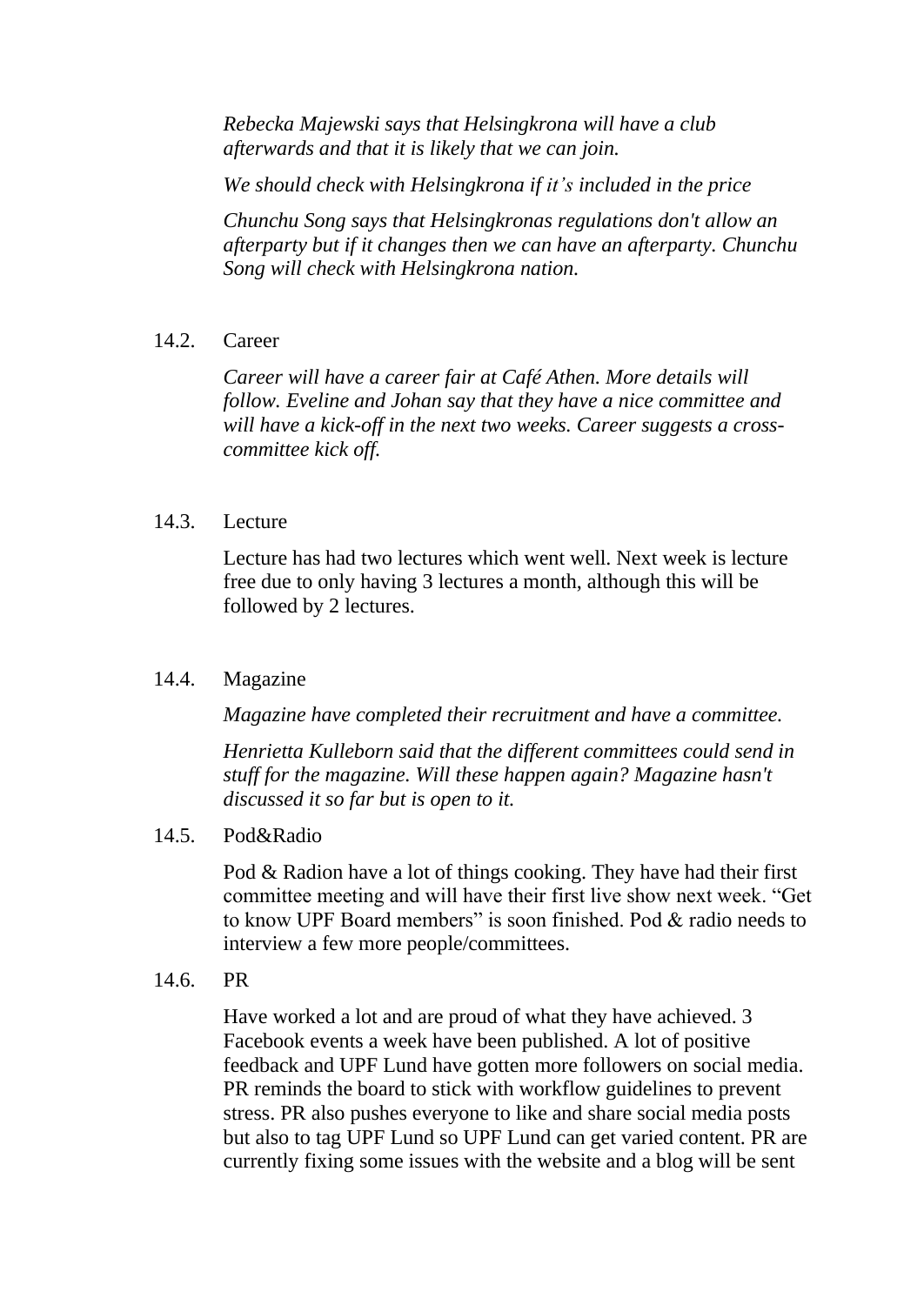*Rebecka Majewski says that Helsingkrona will have a club afterwards and that it is likely that we can join.*

*We should check with Helsingkrona if it's included in the price*

*Chunchu Song says that Helsingkronas regulations don't allow an afterparty but if it changes then we can have an afterparty. Chunchu Song will check with Helsingkrona nation.*

14.2. Career

*Career will have a career fair at Café Athen. More details will follow. Eveline and Johan say that they have a nice committee and will have a kick-off in the next two weeks. Career suggests a cross-committee kick off.*

14.3. Lecture

Lecture has had two lectures which went well. Next week is lecture free due to only having 3 lectures a month, although this will be followed by 2 lectures.

14.4. Magazine

*Magazine have completed their recruitment and have a committee.*

*Henrietta Kulleborn said that the different committees could send in stuff for the magazine. Will these happen again? Magazine hasn't discussed it so far but is open to it.*

14.5. Pod&Radio

Pod & Radion have a lot of things cooking. They have had their first committee meeting and will have their first live show next week. "Get to know UPF Board members" is soon finished. Pod & radio needs to interview a few more people/committees.

14.6. PR

Have worked a lot and are proud of what they have achieved. 3 Facebook events a week have been published. A lot of positive feedback and UPF Lund have gotten more followers on social media. PR reminds the board to stick with workflow guidelines to prevent stress. PR also pushes everyone to like and share social media posts but also to tag UPF Lund so UPF Lund can get varied content. PR are currently fixing some issues with the website and a blog will be sent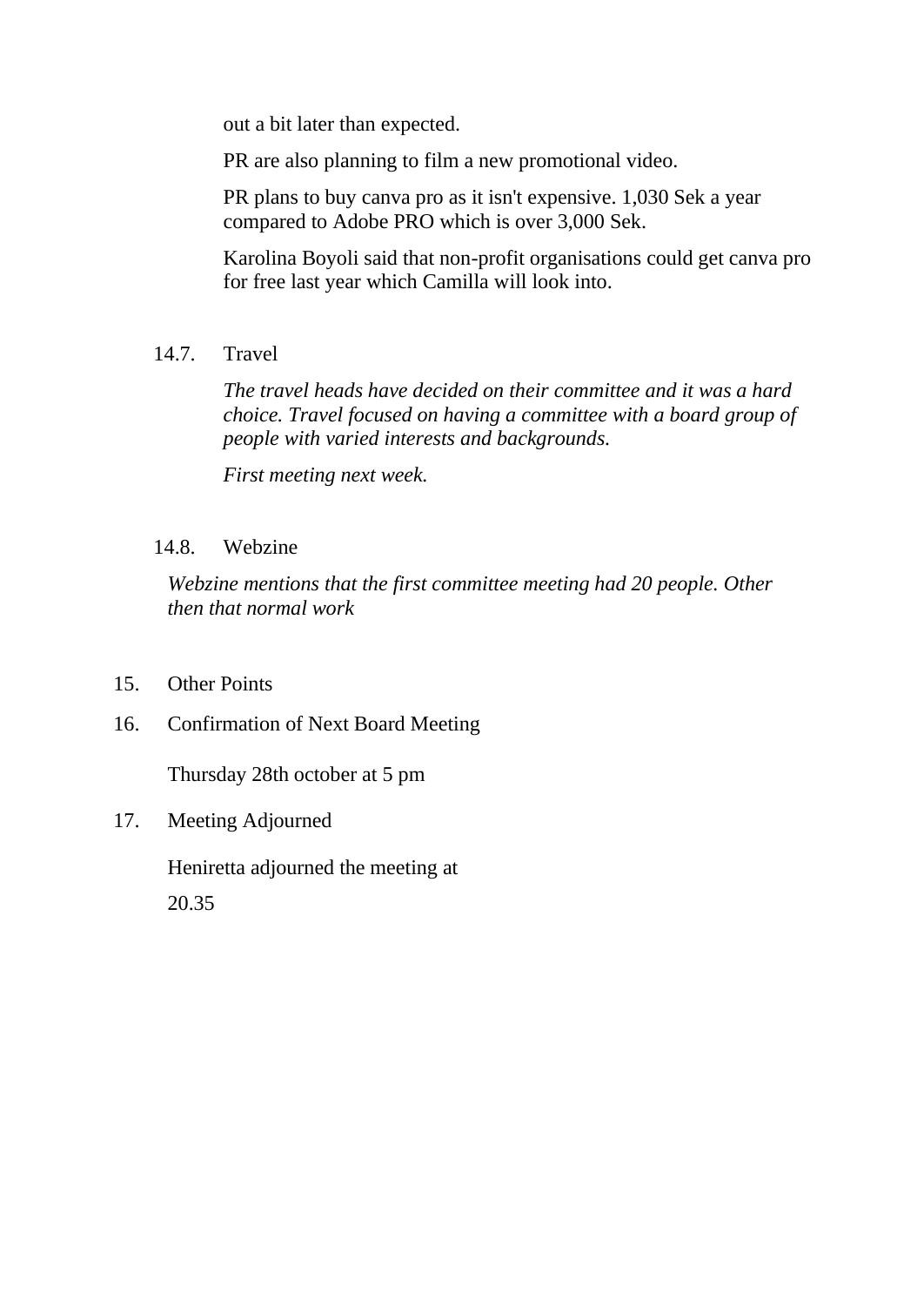out a bit later than expected.

PR are also planning to film a new promotional video.

PR plans to buy canva pro as it isn't expensive. 1,030 Sek a year compared to Adobe PRO which is over 3,000 Sek.

Karolina Boyoli said that non-profit organisations could get canva pro for free last year which Camilla will look into.

### 14.7. Travel

*The travel heads have decided on their committee and it was a hard choice. Travel focused on having a committee with a board group of people with varied interests and backgrounds.*

*First meeting next week.*

### 14.8. Webzine

*Webzine mentions that the first committee meeting had 20 people. Other then that normal work*

## 15. Other Points

## 16. Confirmation of Next Board Meeting

Thursday 28th october at 5 pm

## 17. Meeting Adjourned

Heniretta adjourned the meeting at

20.35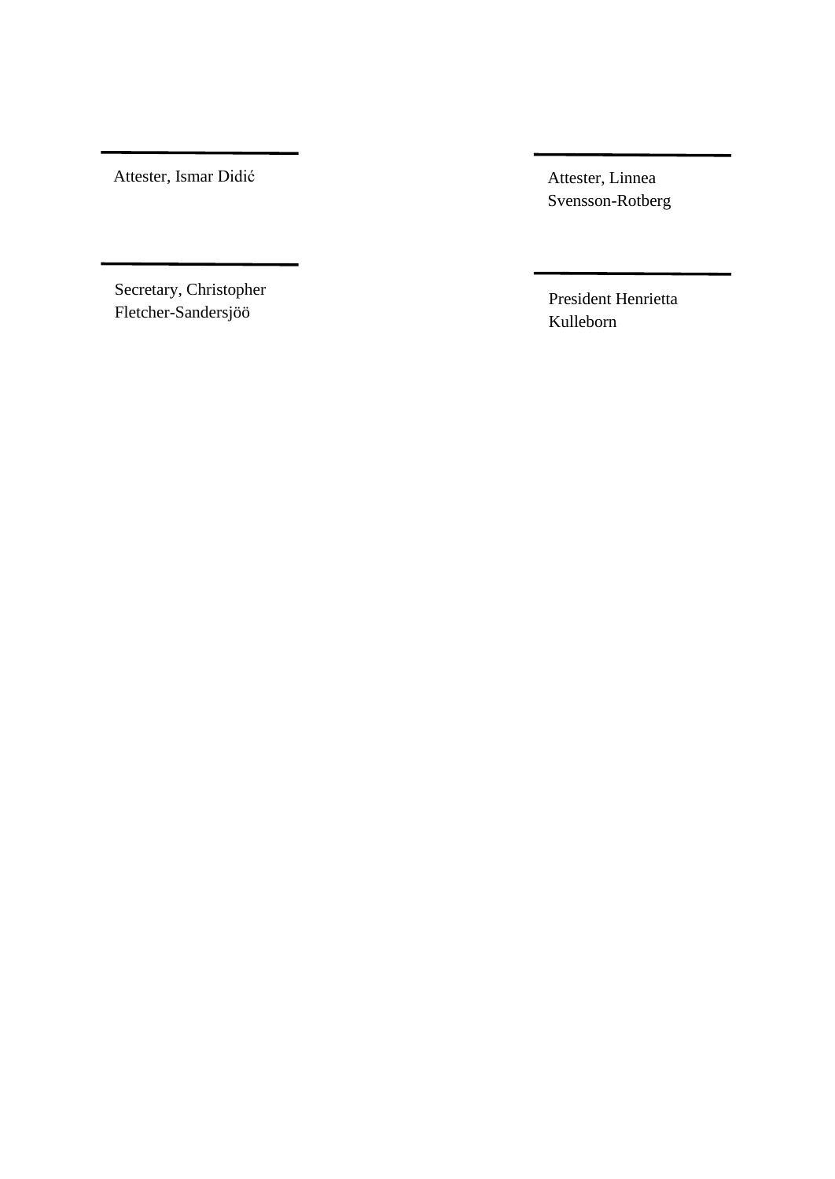\_\_\_\_\_\_\_\_\_\_\_\_\_\_\_\_\_\_\_\_\_\_\_\_

Attester, Ismar Didić

\_\_\_\_\_\_\_\_\_\_\_\_\_\_\_\_\_\_\_\_\_\_\_\_

Attester, Linnea Svensson-Rotberg

\_\_\_\_\_\_\_\_\_\_\_\_\_\_\_\_\_\_\_\_\_\_\_\_

Secretary, Christopher Fletcher-Sandersjöö

\_\_\_\_\_\_\_\_\_\_\_\_\_\_\_\_\_\_\_\_\_\_\_\_

President Henrietta Kulleborn